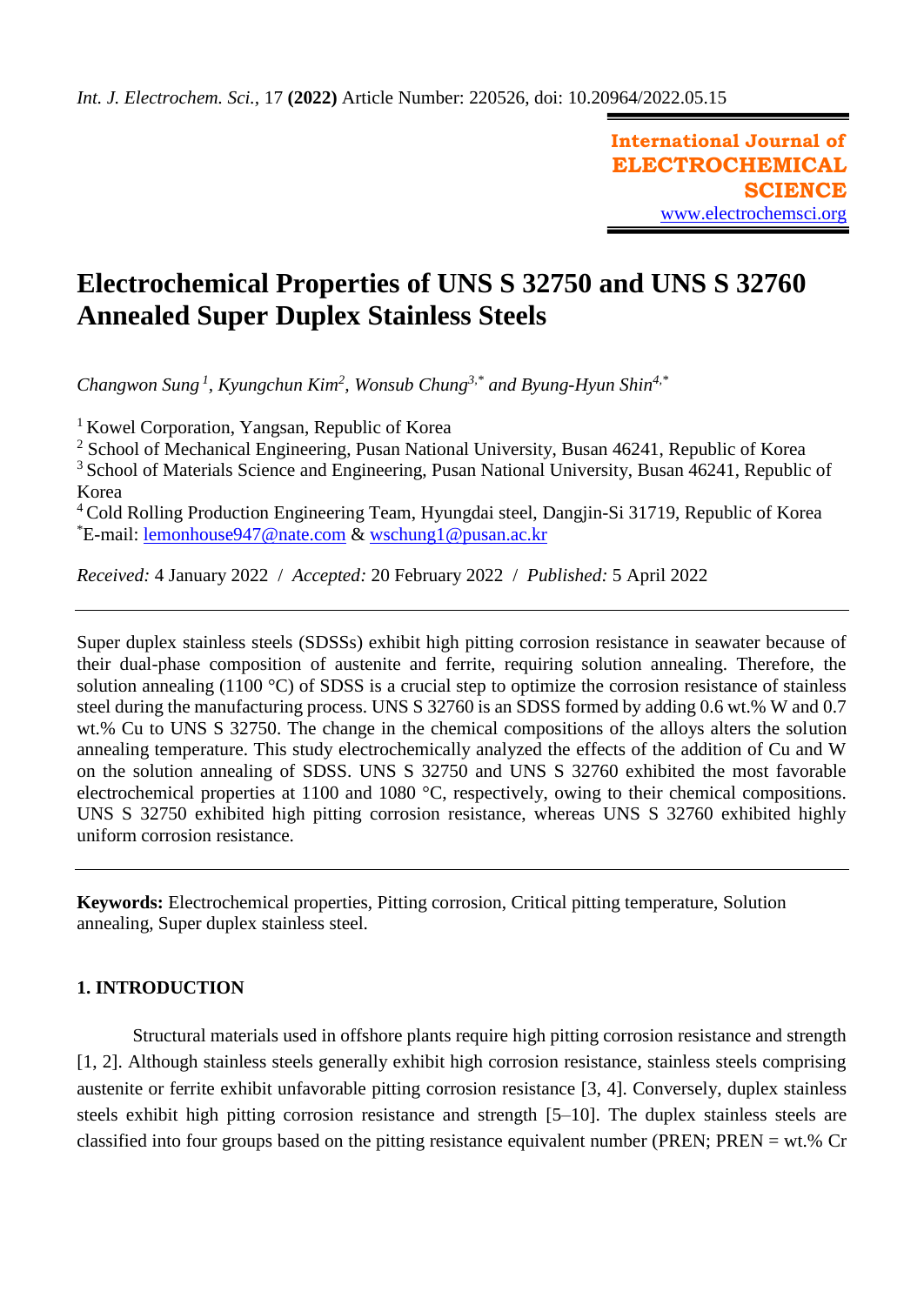# Electrochemical Properties of UNS S 32750 and UNS S 32760 Annealed Super Duplex Stainless Steels

*Changwon Sung [1], Kyungchun Kim[2], Wonsub Chung[3,*] and Byung-Hyun Shin[4,*]*

[1] Kowel Corporation, Yangsan, Republic of Korea
[2] School of Mechanical Engineering, Pusan National University, Busan 46241, Republic of Korea
[3] School of Materials Science and Engineering, Pusan National University, Busan 46241, Republic of Korea
[4] Cold Rolling Production Engineering Team, Hyungdai steel, Dangjin-Si 31719, Republic of Korea
[*]E-mail: lemonhouse947@nate.com & wschung1@pusan.ac.kr

*Received:* 4 January 2022 / *Accepted:* 20 February 2022 / *Published:* 5 April 2022

---

Super duplex stainless steels (SDSSs) exhibit high pitting corrosion resistance in seawater because of their dual-phase composition of austenite and ferrite, requiring solution annealing. Therefore, the solution annealing (1100 °C) of SDSS is a crucial step to optimize the corrosion resistance of stainless steel during the manufacturing process. UNS S 32760 is an SDSS formed by adding 0.6 wt.% W and 0.7 wt.% Cu to UNS S 32750. The change in the chemical compositions of the alloys alters the solution annealing temperature. This study electrochemically analyzed the effects of the addition of Cu and W on the solution annealing of SDSS. UNS S 32750 and UNS S 32760 exhibited the most favorable electrochemical properties at 1100 and 1080 °C, respectively, owing to their chemical compositions. UNS S 32750 exhibited high pitting corrosion resistance, whereas UNS S 32760 exhibited highly uniform corrosion resistance.

---

**Keywords:** Electrochemical properties, Pitting corrosion, Critical pitting temperature, Solution annealing, Super duplex stainless steel.

## 1. INTRODUCTION

Structural materials used in offshore plants require high pitting corrosion resistance and strength [1, 2]. Although stainless steels generally exhibit high corrosion resistance, stainless steels comprising austenite or ferrite exhibit unfavorable pitting corrosion resistance [3, 4]. Conversely, duplex stainless steels exhibit high pitting corrosion resistance and strength [5–10]. The duplex stainless steels are classified into four groups based on the pitting resistance equivalent number (PREN; PREN = wt.% Cr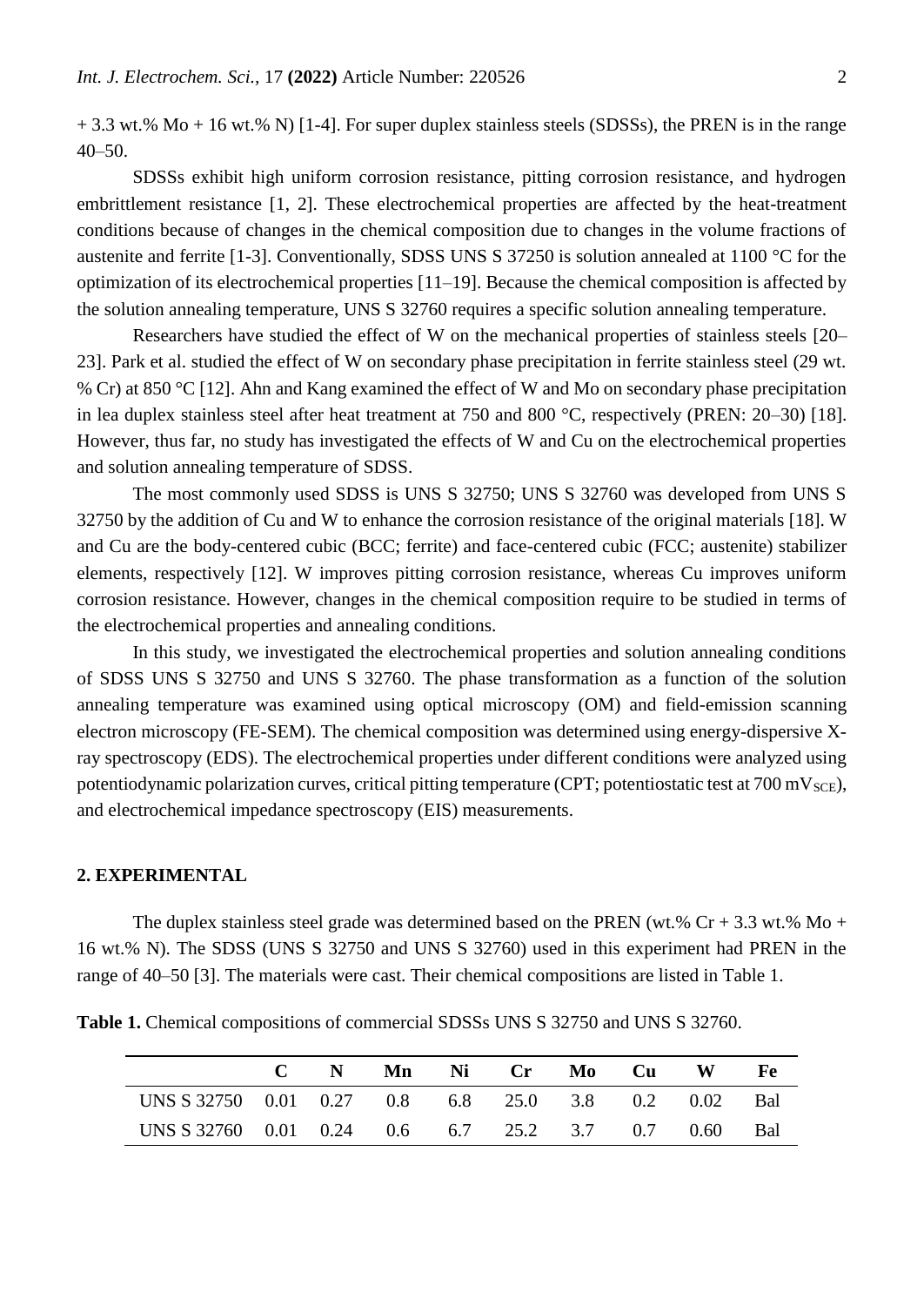+ 3.3 wt.% Mo + 16 wt.% N) [1-4]. For super duplex stainless steels (SDSSs), the PREN is in the range 40–50.

SDSSs exhibit high uniform corrosion resistance, pitting corrosion resistance, and hydrogen embrittlement resistance [1, 2]. These electrochemical properties are affected by the heat-treatment conditions because of changes in the chemical composition due to changes in the volume fractions of austenite and ferrite [1-3]. Conventionally, SDSS UNS S 37250 is solution annealed at 1100 °C for the optimization of its electrochemical properties [11–19]. Because the chemical composition is affected by the solution annealing temperature, UNS S 32760 requires a specific solution annealing temperature.

Researchers have studied the effect of W on the mechanical properties of stainless steels [20–23]. Park et al. studied the effect of W on secondary phase precipitation in ferrite stainless steel (29 wt. % Cr) at 850 °C [12]. Ahn and Kang examined the effect of W and Mo on secondary phase precipitation in lea duplex stainless steel after heat treatment at 750 and 800 °C, respectively (PREN: 20–30) [18]. However, thus far, no study has investigated the effects of W and Cu on the electrochemical properties and solution annealing temperature of SDSS.

The most commonly used SDSS is UNS S 32750; UNS S 32760 was developed from UNS S 32750 by the addition of Cu and W to enhance the corrosion resistance of the original materials [18]. W and Cu are the body-centered cubic (BCC; ferrite) and face-centered cubic (FCC; austenite) stabilizer elements, respectively [12]. W improves pitting corrosion resistance, whereas Cu improves uniform corrosion resistance. However, changes in the chemical composition require to be studied in terms of the electrochemical properties and annealing conditions.

In this study, we investigated the electrochemical properties and solution annealing conditions of SDSS UNS S 32750 and UNS S 32760. The phase transformation as a function of the solution annealing temperature was examined using optical microscopy (OM) and field-emission scanning electron microscopy (FE-SEM). The chemical composition was determined using energy-dispersive X-ray spectroscopy (EDS). The electrochemical properties under different conditions were analyzed using potentiodynamic polarization curves, critical pitting temperature (CPT; potentiostatic test at 700 $mV_{SCE}$), and electrochemical impedance spectroscopy (EIS) measurements.

## 2. EXPERIMENTAL

The duplex stainless steel grade was determined based on the PREN (wt.% Cr + 3.3 wt.% Mo + 16 wt.% N). The SDSS (UNS S 32750 and UNS S 32760) used in this experiment had PREN in the range of 40–50 [3]. The materials were cast. Their chemical compositions are listed in Table 1.

**Table 1.** Chemical compositions of commercial SDSSs UNS S 32750 and UNS S 32760.

| | C | N | Mn | Ni | Cr | Mo | Cu | W | Fe |
|---|---|---|---|---|---|---|---|---|---|
| UNS S 32750 | 0.01 | 0.27 | 0.8 | 6.8 | 25.0 | 3.8 | 0.2 | 0.02 | Bal |
| UNS S 32760 | 0.01 | 0.24 | 0.6 | 6.7 | 25.2 | 3.7 | 0.7 | 0.60 | Bal |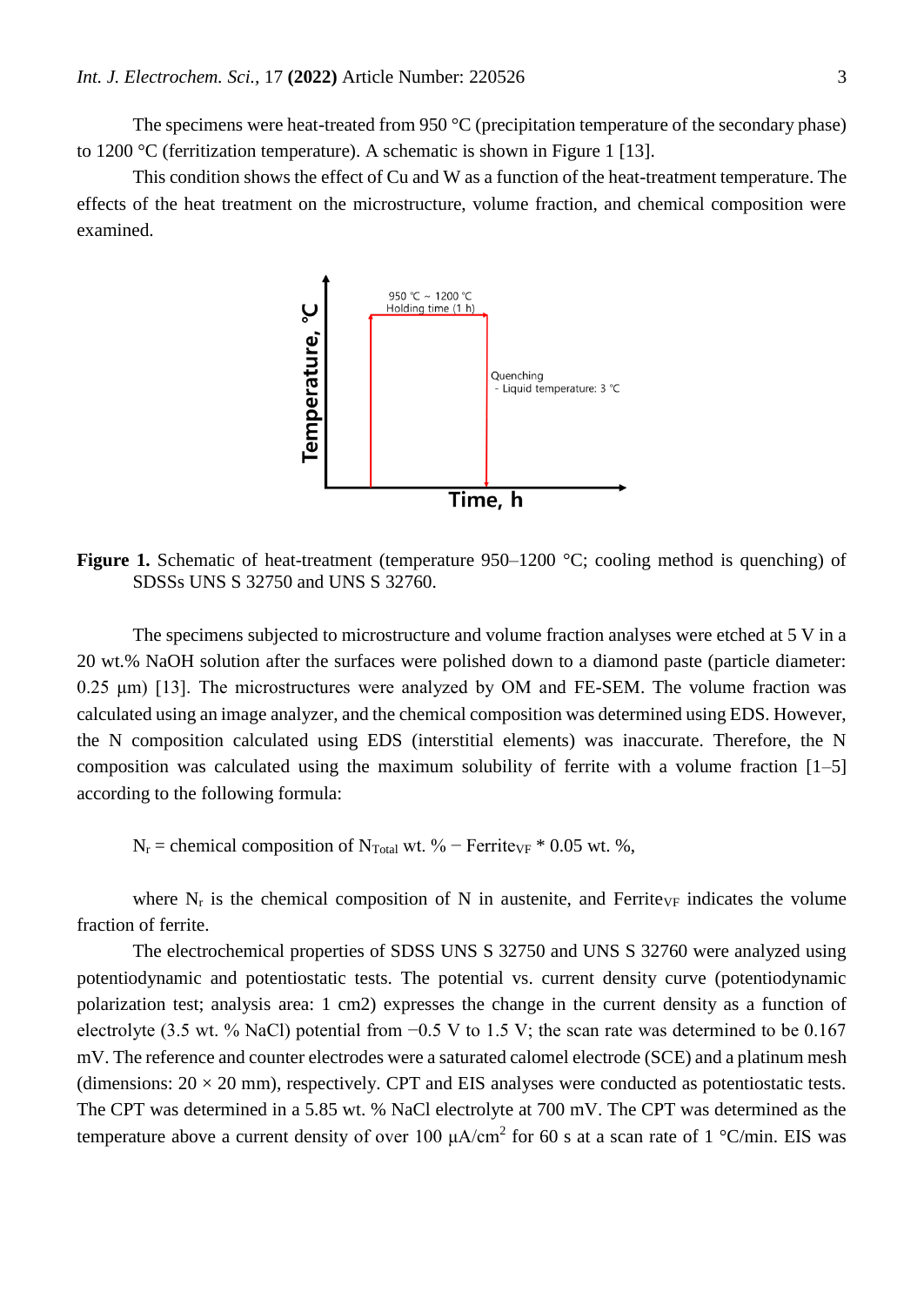The specimens were heat-treated from 950 °C (precipitation temperature of the secondary phase) to 1200 °C (ferritization temperature). A schematic is shown in Figure 1 [13].

This condition shows the effect of Cu and W as a function of the heat-treatment temperature. The effects of the heat treatment on the microstructure, volume fraction, and chemical composition were examined.

**Figure 1.** Schematic of heat-treatment (temperature 950–1200 °C; cooling method is quenching) of SDSSs UNS S 32750 and UNS S 32760.

The specimens subjected to microstructure and volume fraction analyses were etched at 5 V in a 20 wt.% NaOH solution after the surfaces were polished down to a diamond paste (particle diameter: 0.25 μm) [13]. The microstructures were analyzed by OM and FE-SEM. The volume fraction was calculated using an image analyzer, and the chemical composition was determined using EDS. However, the N composition calculated using EDS (interstitial elements) was inaccurate. Therefore, the N composition was calculated using the maximum solubility of ferrite with a volume fraction [1–5] according to the following formula:

$$N_r = \text{chemical composition of } N_{Total} \text{ wt. \%} - Ferrite_{VF} * 0.05 \text{ wt. \%},$$

where $N_r$ is the chemical composition of N in austenite, and $Ferrite_{VF}$ indicates the volume fraction of ferrite.

The electrochemical properties of SDSS UNS S 32750 and UNS S 32760 were analyzed using potentiodynamic and potentiostatic tests. The potential vs. current density curve (potentiodynamic polarization test; analysis area: 1 cm2) expresses the change in the current density as a function of electrolyte (3.5 wt. % NaCl) potential from −0.5 V to 1.5 V; the scan rate was determined to be 0.167 mV. The reference and counter electrodes were a saturated calomel electrode (SCE) and a platinum mesh (dimensions: 20 × 20 mm), respectively. CPT and EIS analyses were conducted as potentiostatic tests. The CPT was determined in a 5.85 wt. % NaCl electrolyte at 700 mV. The CPT was determined as the temperature above a current density of over 100 μA/cm$^2$ for 60 s at a scan rate of 1 °C/min. EIS was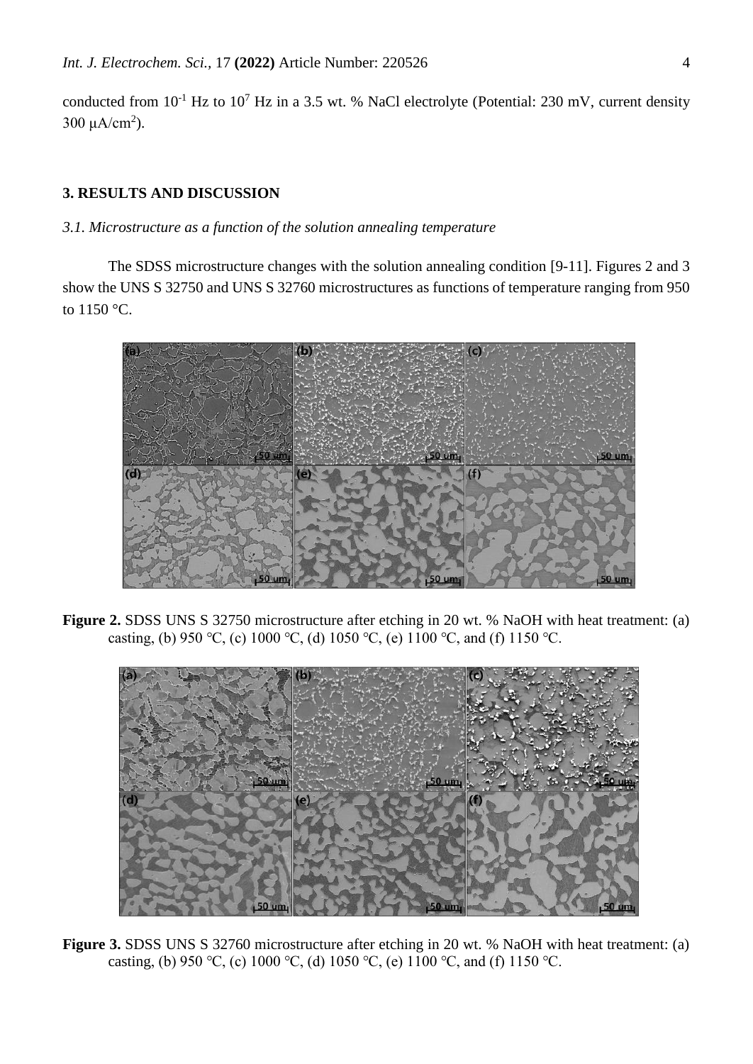conducted from $10^{-1}$ Hz to $10^{7}$ Hz in a 3.5 wt. % NaCl electrolyte (Potential: 230 mV, current density 300 $\mu A/cm^2$).

## 3. RESULTS AND DISCUSSION

### *3.1. Microstructure as a function of the solution annealing temperature*

The SDSS microstructure changes with the solution annealing condition [9-11]. Figures 2 and 3 show the UNS S 32750 and UNS S 32760 microstructures as functions of temperature ranging from 950 to 1150 °C.

**Figure 2.** SDSS UNS S 32750 microstructure after etching in 20 wt. % NaOH with heat treatment: (a) casting, (b) 950 ℃, (c) 1000 ℃, (d) 1050 ℃, (e) 1100 ℃, and (f) 1150 ℃.

**Figure 3.** SDSS UNS S 32760 microstructure after etching in 20 wt. % NaOH with heat treatment: (a) casting, (b) 950 ℃, (c) 1000 ℃, (d) 1050 ℃, (e) 1100 ℃, and (f) 1150 ℃.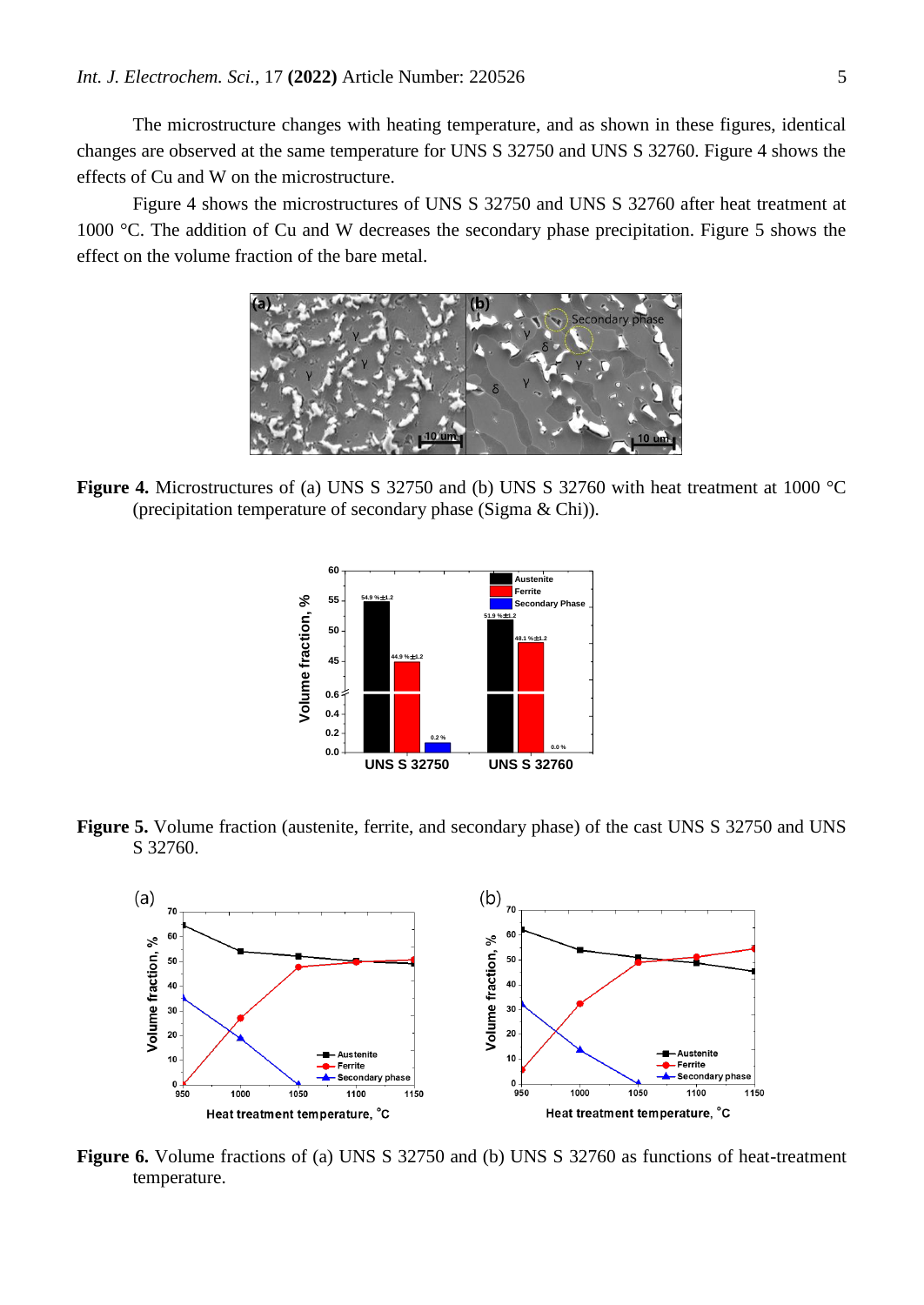The microstructure changes with heating temperature, and as shown in these figures, identical changes are observed at the same temperature for UNS S 32750 and UNS S 32760. Figure 4 shows the effects of Cu and W on the microstructure.

Figure 4 shows the microstructures of UNS S 32750 and UNS S 32760 after heat treatment at 1000 °C. The addition of Cu and W decreases the secondary phase precipitation. Figure 5 shows the effect on the volume fraction of the bare metal.

**Figure 4.** Microstructures of (a) UNS S 32750 and (b) UNS S 32760 with heat treatment at 1000 °C (precipitation temperature of secondary phase (Sigma & Chi)).

**Figure 5.** Volume fraction (austenite, ferrite, and secondary phase) of the cast UNS S 32750 and UNS S 32760.

**Figure 6.** Volume fractions of (a) UNS S 32750 and (b) UNS S 32760 as functions of heat-treatment temperature.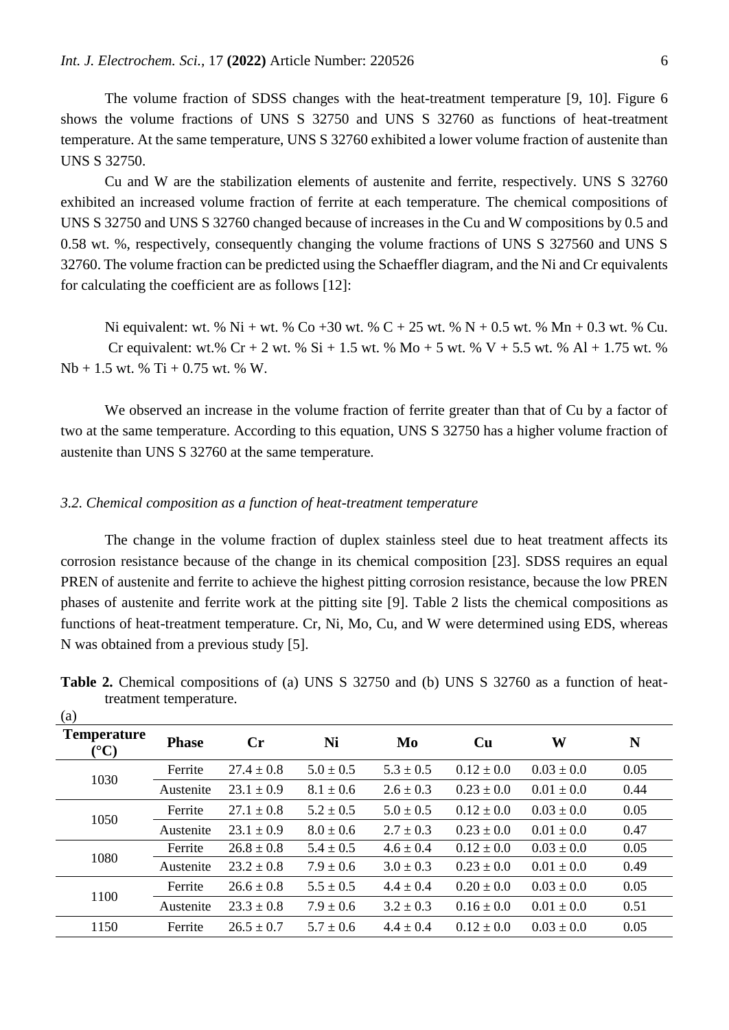The volume fraction of SDSS changes with the heat-treatment temperature [9, 10]. Figure 6 shows the volume fractions of UNS S 32750 and UNS S 32760 as functions of heat-treatment temperature. At the same temperature, UNS S 32760 exhibited a lower volume fraction of austenite than UNS S 32750.

Cu and W are the stabilization elements of austenite and ferrite, respectively. UNS S 32760 exhibited an increased volume fraction of ferrite at each temperature. The chemical compositions of UNS S 32750 and UNS S 32760 changed because of increases in the Cu and W compositions by 0.5 and 0.58 wt. %, respectively, consequently changing the volume fractions of UNS S 327560 and UNS S 32760. The volume fraction can be predicted using the Schaeffler diagram, and the Ni and Cr equivalents for calculating the coefficient are as follows [12]:

Ni equivalent: wt. % Ni + wt. % Co +30 wt. % C + 25 wt. % N + 0.5 wt. % Mn + 0.3 wt. % Cu.
Cr equivalent: wt.% Cr + 2 wt. % Si + 1.5 wt. % Mo + 5 wt. % V + 5.5 wt. % Al + 1.75 wt. % Nb + 1.5 wt. % Ti + 0.75 wt. % W.

We observed an increase in the volume fraction of ferrite greater than that of Cu by a factor of two at the same temperature. According to this equation, UNS S 32750 has a higher volume fraction of austenite than UNS S 32760 at the same temperature.

### *3.2. Chemical composition as a function of heat-treatment temperature*

The change in the volume fraction of duplex stainless steel due to heat treatment affects its corrosion resistance because of the change in its chemical composition [23]. SDSS requires an equal PREN of austenite and ferrite to achieve the highest pitting corrosion resistance, because the low PREN phases of austenite and ferrite work at the pitting site [9]. Table 2 lists the chemical compositions as functions of heat-treatment temperature. Cr, Ni, Mo, Cu, and W were determined using EDS, whereas N was obtained from a previous study [5].

**Table 2.** Chemical compositions of (a) UNS S 32750 and (b) UNS S 32760 as a function of heat-treatment temperature.

(a)

| Temperature (°C) | Phase | Cr | Ni | Mo | Cu | W | N |
|---|---|---|---|---|---|---|---|
| 1030 | Ferrite | 27.4 ± 0.8 | 5.0 ± 0.5 | 5.3 ± 0.5 | 0.12 ± 0.0 | 0.03 ± 0.0 | 0.05 |
| | Austenite | 23.1 ± 0.9 | 8.1 ± 0.6 | 2.6 ± 0.3 | 0.23 ± 0.0 | 0.01 ± 0.0 | 0.44 |
| 1050 | Ferrite | 27.1 ± 0.8 | 5.2 ± 0.5 | 5.0 ± 0.5 | 0.12 ± 0.0 | 0.03 ± 0.0 | 0.05 |
| | Austenite | 23.1 ± 0.9 | 8.0 ± 0.6 | 2.7 ± 0.3 | 0.23 ± 0.0 | 0.01 ± 0.0 | 0.47 |
| 1080 | Ferrite | 26.8 ± 0.8 | 5.4 ± 0.5 | 4.6 ± 0.4 | 0.12 ± 0.0 | 0.03 ± 0.0 | 0.05 |
| | Austenite | 23.2 ± 0.8 | 7.9 ± 0.6 | 3.0 ± 0.3 | 0.23 ± 0.0 | 0.01 ± 0.0 | 0.49 |
| 1100 | Ferrite | 26.6 ± 0.8 | 5.5 ± 0.5 | 4.4 ± 0.4 | 0.20 ± 0.0 | 0.03 ± 0.0 | 0.05 |
| | Austenite | 23.3 ± 0.8 | 7.9 ± 0.6 | 3.2 ± 0.3 | 0.16 ± 0.0 | 0.01 ± 0.0 | 0.51 |
| 1150 | Ferrite | 26.5 ± 0.7 | 5.7 ± 0.6 | 4.4 ± 0.4 | 0.12 ± 0.0 | 0.03 ± 0.0 | 0.05 |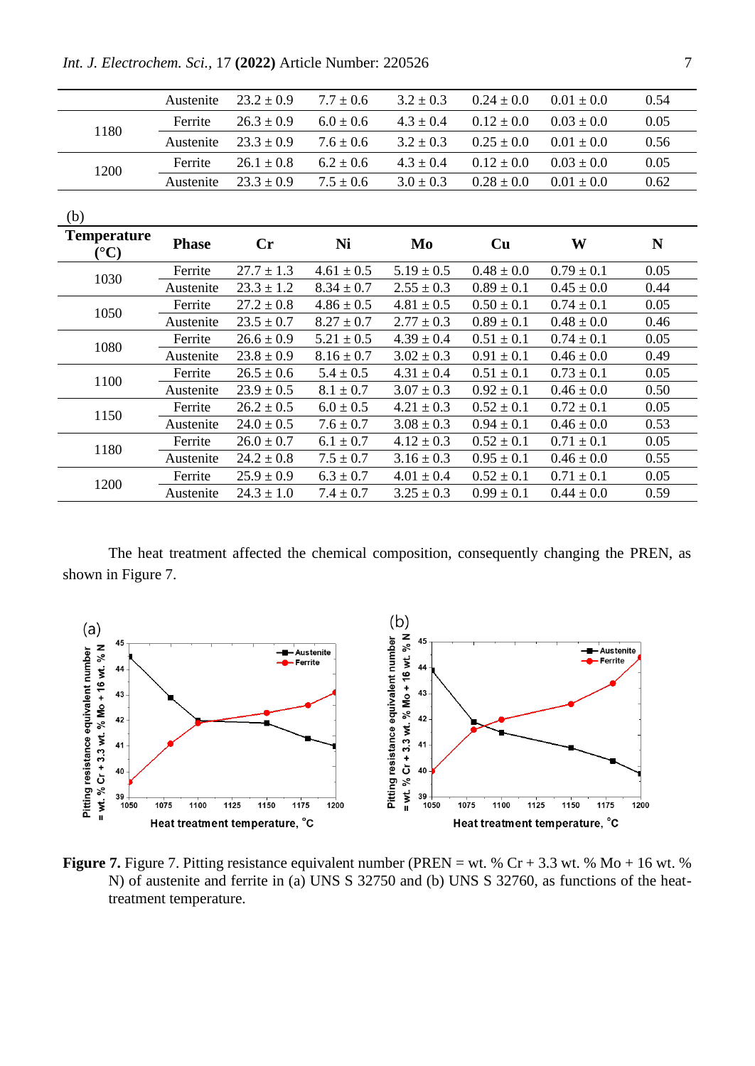|  | Austenite | 23.2 ± 0.9 | 7.7 ± 0.6 | 3.2 ± 0.3 | 0.24 ± 0.0 | 0.01 ± 0.0 | 0.54 |
|---|---|---|---|---|---|---|---|
| 1180 | Ferrite | 26.3 ± 0.9 | 6.0 ± 0.6 | 4.3 ± 0.4 | 0.12 ± 0.0 | 0.03 ± 0.0 | 0.05 |
|  | Austenite | 23.3 ± 0.9 | 7.6 ± 0.6 | 3.2 ± 0.3 | 0.25 ± 0.0 | 0.01 ± 0.0 | 0.56 |
| 1200 | Ferrite | 26.1 ± 0.8 | 6.2 ± 0.6 | 4.3 ± 0.4 | 0.12 ± 0.0 | 0.03 ± 0.0 | 0.05 |
|  | Austenite | 23.3 ± 0.9 | 7.5 ± 0.6 | 3.0 ± 0.3 | 0.28 ± 0.0 | 0.01 ± 0.0 | 0.62 |

(b)

| Temperature (°C) | Phase | Cr | Ni | Mo | Cu | W | N |
|---|---|---|---|---|---|---|---|
| 1030 | Ferrite | 27.7 ± 1.3 | 4.61 ± 0.5 | 5.19 ± 0.5 | 0.48 ± 0.0 | 0.79 ± 0.1 | 0.05 |
|  | Austenite | 23.3 ± 1.2 | 8.34 ± 0.7 | 2.55 ± 0.3 | 0.89 ± 0.1 | 0.45 ± 0.0 | 0.44 |
| 1050 | Ferrite | 27.2 ± 0.8 | 4.86 ± 0.5 | 4.81 ± 0.5 | 0.50 ± 0.1 | 0.74 ± 0.1 | 0.05 |
|  | Austenite | 23.5 ± 0.7 | 8.27 ± 0.7 | 2.77 ± 0.3 | 0.89 ± 0.1 | 0.48 ± 0.0 | 0.46 |
| 1080 | Ferrite | 26.6 ± 0.9 | 5.21 ± 0.5 | 4.39 ± 0.4 | 0.51 ± 0.1 | 0.74 ± 0.1 | 0.05 |
|  | Austenite | 23.8 ± 0.9 | 8.16 ± 0.7 | 3.02 ± 0.3 | 0.91 ± 0.1 | 0.46 ± 0.0 | 0.49 |
| 1100 | Ferrite | 26.5 ± 0.6 | 5.4 ± 0.5 | 4.31 ± 0.4 | 0.51 ± 0.1 | 0.73 ± 0.1 | 0.05 |
|  | Austenite | 23.9 ± 0.5 | 8.1 ± 0.7 | 3.07 ± 0.3 | 0.92 ± 0.1 | 0.46 ± 0.0 | 0.50 |
| 1150 | Ferrite | 26.2 ± 0.5 | 6.0 ± 0.5 | 4.21 ± 0.3 | 0.52 ± 0.1 | 0.72 ± 0.1 | 0.05 |
|  | Austenite | 24.0 ± 0.5 | 7.6 ± 0.7 | 3.08 ± 0.3 | 0.94 ± 0.1 | 0.46 ± 0.0 | 0.53 |
| 1180 | Ferrite | 26.0 ± 0.7 | 6.1 ± 0.7 | 4.12 ± 0.3 | 0.52 ± 0.1 | 0.71 ± 0.1 | 0.05 |
|  | Austenite | 24.2 ± 0.8 | 7.5 ± 0.7 | 3.16 ± 0.3 | 0.95 ± 0.1 | 0.46 ± 0.0 | 0.55 |
| 1200 | Ferrite | 25.9 ± 0.9 | 6.3 ± 0.7 | 4.01 ± 0.4 | 0.52 ± 0.1 | 0.71 ± 0.1 | 0.05 |
|  | Austenite | 24.3 ± 1.0 | 7.4 ± 0.7 | 3.25 ± 0.3 | 0.99 ± 0.1 | 0.44 ± 0.0 | 0.59 |

The heat treatment affected the chemical composition, consequently changing the PREN, as shown in Figure 7.

**Figure 7.** Figure 7. Pitting resistance equivalent number (PREN = wt. % Cr + 3.3 wt. % Mo + 16 wt. % N) of austenite and ferrite in (a) UNS S 32750 and (b) UNS S 32760, as functions of the heat-treatment temperature.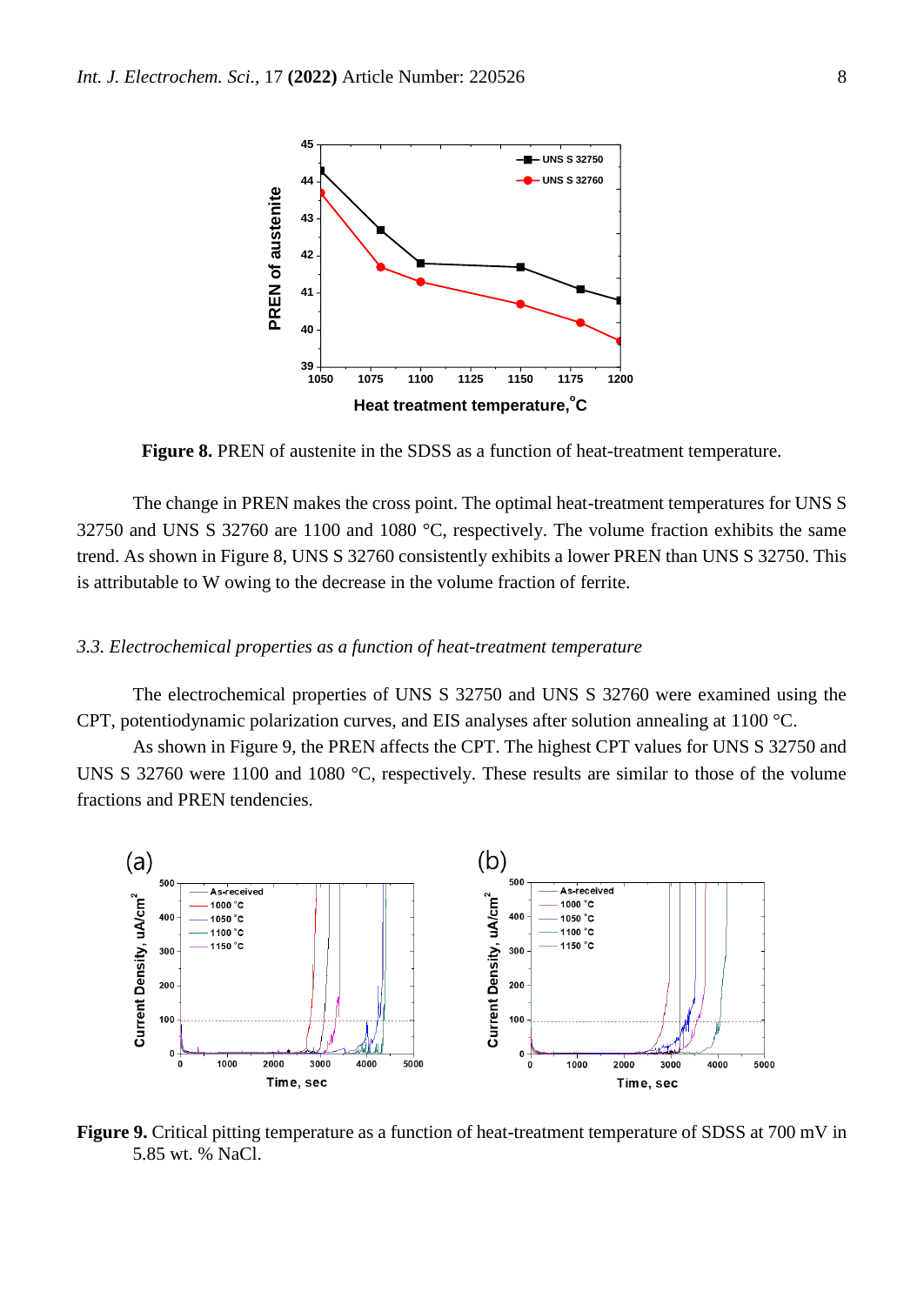**Figure 8.** PREN of austenite in the SDSS as a function of heat-treatment temperature.

The change in PREN makes the cross point. The optimal heat-treatment temperatures for UNS S 32750 and UNS S 32760 are 1100 and 1080 °C, respectively. The volume fraction exhibits the same trend. As shown in Figure 8, UNS S 32760 consistently exhibits a lower PREN than UNS S 32750. This is attributable to W owing to the decrease in the volume fraction of ferrite.

### *3.3. Electrochemical properties as a function of heat-treatment temperature*

The electrochemical properties of UNS S 32750 and UNS S 32760 were examined using the CPT, potentiodynamic polarization curves, and EIS analyses after solution annealing at 1100 °C.

As shown in Figure 9, the PREN affects the CPT. The highest CPT values for UNS S 32750 and UNS S 32760 were 1100 and 1080 °C, respectively. These results are similar to those of the volume fractions and PREN tendencies.

**Figure 9.** Critical pitting temperature as a function of heat-treatment temperature of SDSS at 700 mV in 5.85 wt. % NaCl.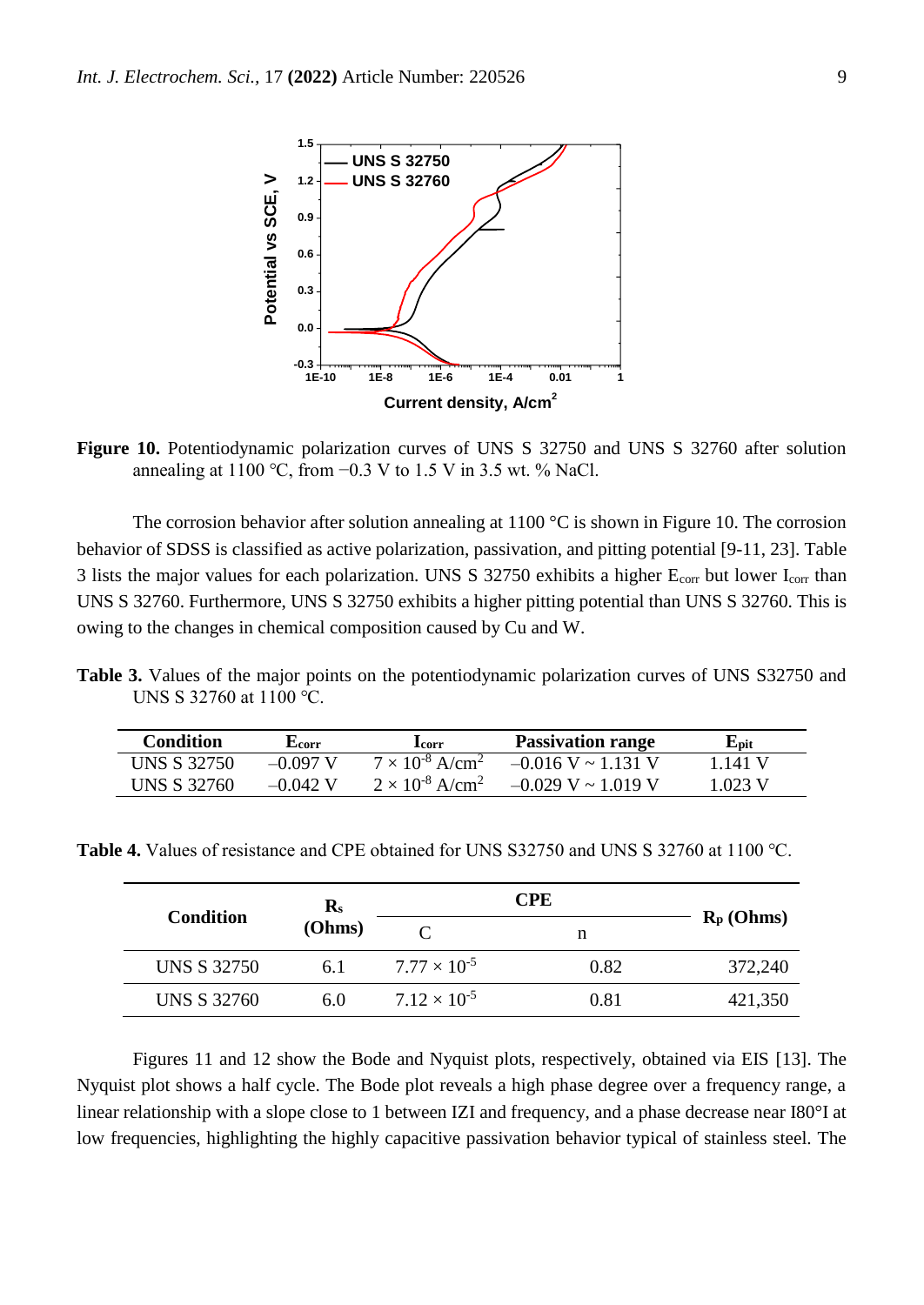**Figure 10.** Potentiodynamic polarization curves of UNS S 32750 and UNS S 32760 after solution annealing at 1100 °C, from −0.3 V to 1.5 V in 3.5 wt. % NaCl.

The corrosion behavior after solution annealing at 1100 °C is shown in Figure 10. The corrosion behavior of SDSS is classified as active polarization, passivation, and pitting potential [9-11, 23]. Table 3 lists the major values for each polarization. UNS S 32750 exhibits a higher $E_{corr}$ but lower $I_{corr}$ than UNS S 32760. Furthermore, UNS S 32750 exhibits a higher pitting potential than UNS S 32760. This is owing to the changes in chemical composition caused by Cu and W.

**Table 3.** Values of the major points on the potentiodynamic polarization curves of UNS S32750 and UNS S 32760 at 1100 °C.

| Condition | $E_{corr}$ | $I_{corr}$ | Passivation range | $E_{pit}$ |
|---|---|---|---|---|
| UNS S 32750 | –0.097 V | $7 \times 10^{-8}$ A/cm$^2$ | –0.016 V ~ 1.131 V | 1.141 V |
| UNS S 32760 | –0.042 V | $2 \times 10^{-8}$ A/cm$^2$ | –0.029 V ~ 1.019 V | 1.023 V |

**Table 4.** Values of resistance and CPE obtained for UNS S32750 and UNS S 32760 at 1100 °C.

| Condition | $R_s$ (Ohms) | CPE | | $R_p$ (Ohms) |
|---|---|---|---|---|
| | | C | n | |
| UNS S 32750 | 6.1 | $7.77 \times 10^{-5}$ | 0.82 | 372,240 |
| UNS S 32760 | 6.0 | $7.12 \times 10^{-5}$ | 0.81 | 421,350 |

Figures 11 and 12 show the Bode and Nyquist plots, respectively, obtained via EIS [13]. The Nyquist plot shows a half cycle. The Bode plot reveals a high phase degree over a frequency range, a linear relationship with a slope close to 1 between IZI and frequency, and a phase decrease near I80°I at low frequencies, highlighting the highly capacitive passivation behavior typical of stainless steel. The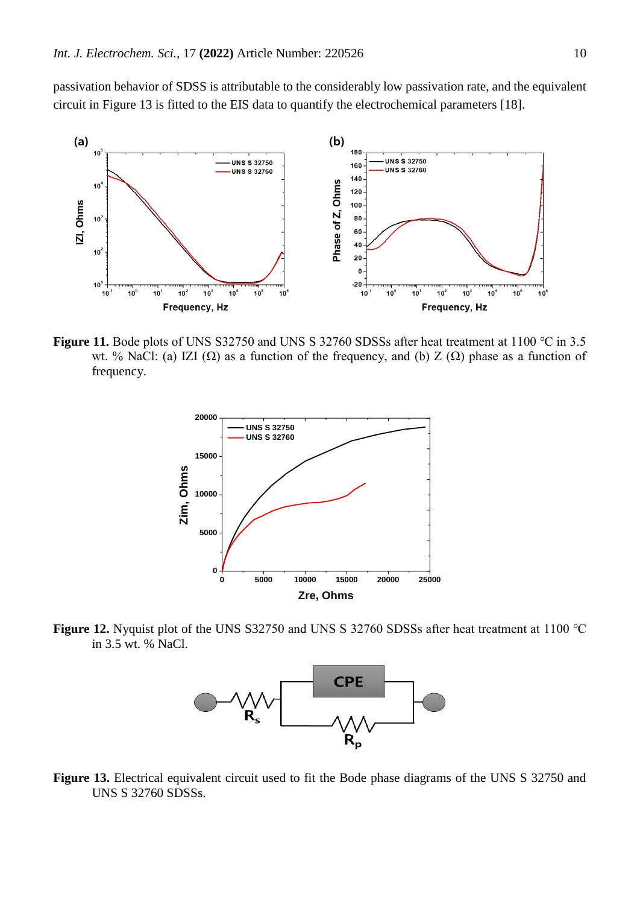passivation behavior of SDSS is attributable to the considerably low passivation rate, and the equivalent circuit in Figure 13 is fitted to the EIS data to quantify the electrochemical parameters [18].

**Figure 11.** Bode plots of UNS S32750 and UNS S 32760 SDSSs after heat treatment at 1100 °C in 3.5 wt. % NaCl: (a) IZI (Ω) as a function of the frequency, and (b) Z (Ω) phase as a function of frequency.

**Figure 12.** Nyquist plot of the UNS S32750 and UNS S 32760 SDSSs after heat treatment at 1100 °C in 3.5 wt. % NaCl.

**Figure 13.** Electrical equivalent circuit used to fit the Bode phase diagrams of the UNS S 32750 and UNS S 32760 SDSSs.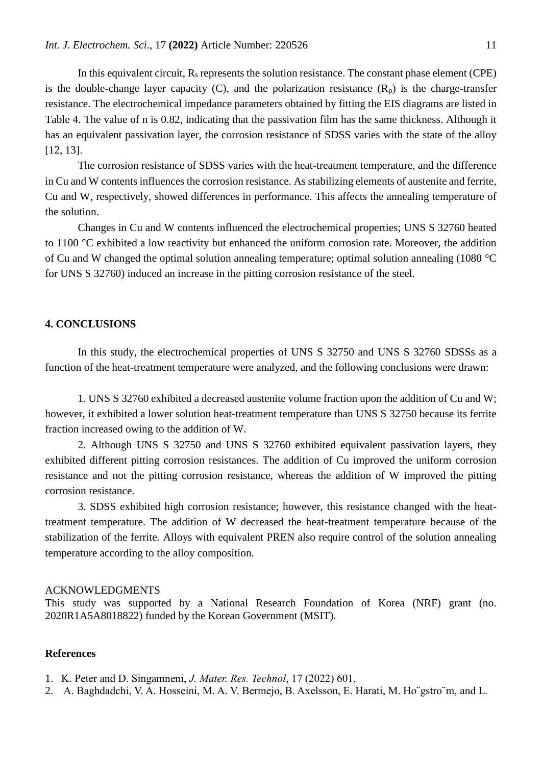In this equivalent circuit, $R_s$ represents the solution resistance. The constant phase element (CPE) is the double-change layer capacity (C), and the polarization resistance ($R_p$) is the charge-transfer resistance. The electrochemical impedance parameters obtained by fitting the EIS diagrams are listed in Table 4. The value of n is 0.82, indicating that the passivation film has the same thickness. Although it has an equivalent passivation layer, the corrosion resistance of SDSS varies with the state of the alloy [12, 13].

The corrosion resistance of SDSS varies with the heat-treatment temperature, and the difference in Cu and W contents influences the corrosion resistance. As stabilizing elements of austenite and ferrite, Cu and W, respectively, showed differences in performance. This affects the annealing temperature of the solution.

Changes in Cu and W contents influenced the electrochemical properties; UNS S 32760 heated to 1100 °C exhibited a low reactivity but enhanced the uniform corrosion rate. Moreover, the addition of Cu and W changed the optimal solution annealing temperature; optimal solution annealing (1080 °C for UNS S 32760) induced an increase in the pitting corrosion resistance of the steel.

## 4. CONCLUSIONS

In this study, the electrochemical properties of UNS S 32750 and UNS S 32760 SDSSs as a function of the heat-treatment temperature were analyzed, and the following conclusions were drawn:

1. UNS S 32760 exhibited a decreased austenite volume fraction upon the addition of Cu and W; however, it exhibited a lower solution heat-treatment temperature than UNS S 32750 because its ferrite fraction increased owing to the addition of W.

2. Although UNS S 32750 and UNS S 32760 exhibited equivalent passivation layers, they exhibited different pitting corrosion resistances. The addition of Cu improved the uniform corrosion resistance and not the pitting corrosion resistance, whereas the addition of W improved the pitting corrosion resistance.

3. SDSS exhibited high corrosion resistance; however, this resistance changed with the heat-treatment temperature. The addition of W decreased the heat-treatment temperature because of the stabilization of the ferrite. Alloys with equivalent PREN also require control of the solution annealing temperature according to the alloy composition.

ACKNOWLEDGMENTS

This study was supported by a National Research Foundation of Korea (NRF) grant (no. 2020R1A5A8018822) funded by the Korean Government (MSIT).

## References

1. K. Peter and D. Singamneni, *J. Mater. Res. Technol*, 17 (2022) 601,
2. A. Baghdadchi, V. A. Hosseini, M. A. V. Bermejo, B. Axelsson, E. Harati, M. Högström, and L.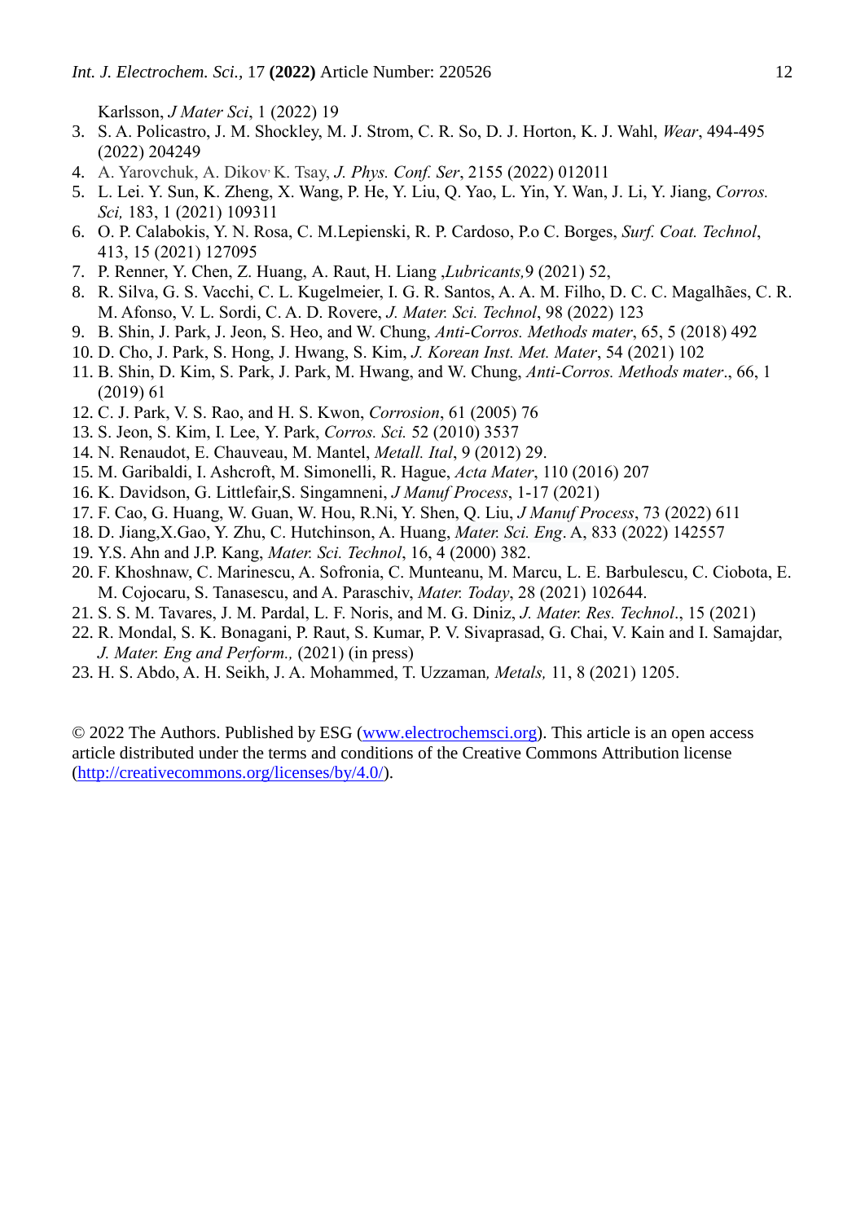Karlsson, *J Mater Sci*, 1 (2022) 19

3. S. A. Policastro, J. M. Shockley, M. J. Strom, C. R. So, D. J. Horton, K. J. Wahl, *Wear*, 494-495 (2022) 204249
4. A. Yarovchuk, A. Dikov, K. Tsay, *J. Phys. Conf. Ser*, 2155 (2022) 012011
5. L. Lei. Y. Sun, K. Zheng, X. Wang, P. He, Y. Liu, Q. Yao, L. Yin, Y. Wan, J. Li, Y. Jiang, *Corros. Sci,* 183, 1 (2021) 109311
6. O. P. Calabokis, Y. N. Rosa, C. M.Lepienski, R. P. Cardoso, P.o C. Borges, *Surf. Coat. Technol*, 413, 15 (2021) 127095
7. P. Renner, Y. Chen, Z. Huang, A. Raut, H. Liang ,*Lubricants,*9 (2021) 52,
8. R. Silva, G. S. Vacchi, C. L. Kugelmeier, I. G. R. Santos, A. A. M. Filho, D. C. C. Magalhães, C. R. M. Afonso, V. L. Sordi, C. A. D. Rovere, *J. Mater. Sci. Technol*, 98 (2022) 123
9. B. Shin, J. Park, J. Jeon, S. Heo, and W. Chung, *Anti-Corros. Methods mater*, 65, 5 (2018) 492
10. D. Cho, J. Park, S. Hong, J. Hwang, S. Kim, *J. Korean Inst. Met. Mater*, 54 (2021) 102
11. B. Shin, D. Kim, S. Park, J. Park, M. Hwang, and W. Chung, *Anti-Corros. Methods mater*., 66, 1 (2019) 61
12. C. J. Park, V. S. Rao, and H. S. Kwon, *Corrosion*, 61 (2005) 76
13. S. Jeon, S. Kim, I. Lee, Y. Park, *Corros. Sci.* 52 (2010) 3537
14. N. Renaudot, E. Chauveau, M. Mantel, *Metall. Ital*, 9 (2012) 29.
15. M. Garibaldi, I. Ashcroft, M. Simonelli, R. Hague, *Acta Mater*, 110 (2016) 207
16. K. Davidson, G. Littlefair,S. Singamneni, *J Manuf Process*, 1-17 (2021)
17. F. Cao, G. Huang, W. Guan, W. Hou, R.Ni, Y. Shen, Q. Liu, *J Manuf Process*, 73 (2022) 611
18. D. Jiang,X.Gao, Y. Zhu, C. Hutchinson, A. Huang, *Mater. Sci. Eng*. A, 833 (2022) 142557
19. Y.S. Ahn and J.P. Kang, *Mater. Sci. Technol*, 16, 4 (2000) 382.
20. F. Khoshnaw, C. Marinescu, A. Sofronia, C. Munteanu, M. Marcu, L. E. Barbulescu, C. Ciobota, E. M. Cojocaru, S. Tanasescu, and A. Paraschiv, *Mater. Today*, 28 (2021) 102644.
21. S. S. M. Tavares, J. M. Pardal, L. F. Noris, and M. G. Diniz, *J. Mater. Res. Technol*., 15 (2021)
22. R. Mondal, S. K. Bonagani, P. Raut, S. Kumar, P. V. Sivaprasad, G. Chai, V. Kain and I. Samajdar, *J. Mater. Eng and Perform.,* (2021) (in press)
23. H. S. Abdo, A. H. Seikh, J. A. Mohammed, T. Uzzaman*, Metals,* 11, 8 (2021) 1205.

© 2022 The Authors. Published by ESG (www.electrochemsci.org). This article is an open access article distributed under the terms and conditions of the Creative Commons Attribution license (http://creativecommons.org/licenses/by/4.0/).